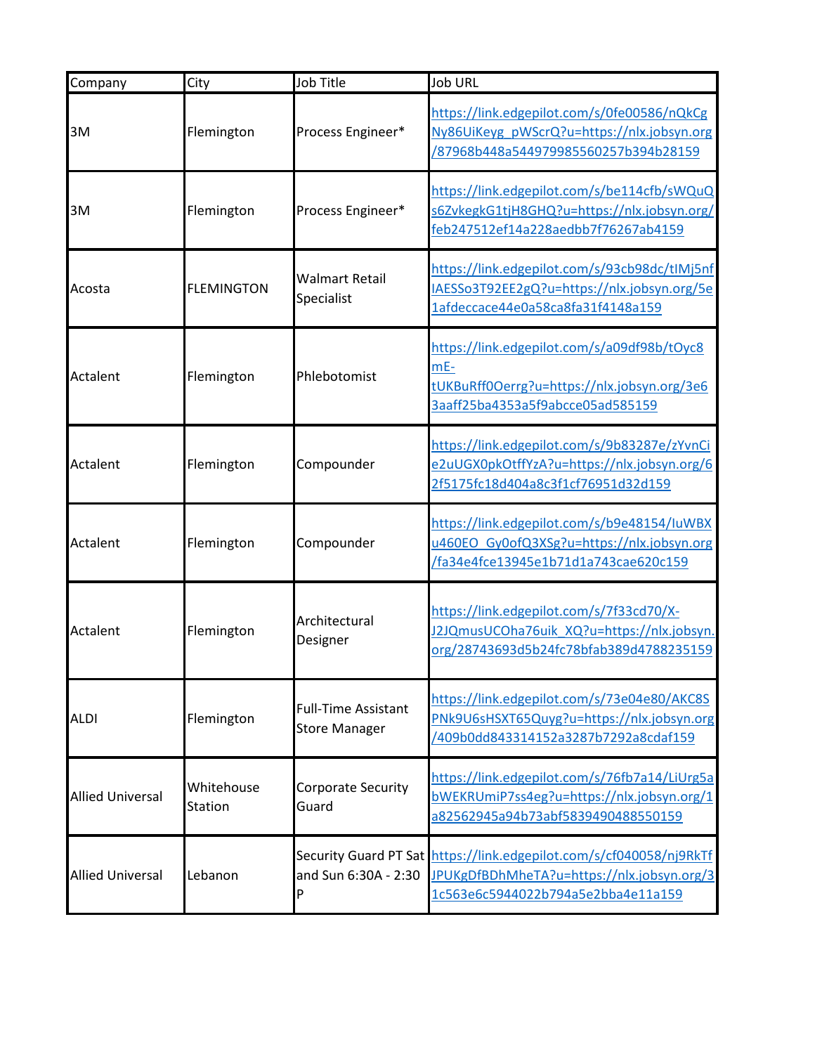| Company | City | Job Title | Job URL |
|---|---|---|---|
| 3M | Flemington | Process Engineer* | https://link.edgepilot.com/s/0fe00586/nQkCgNy86UiKeyg_pWScrQ?u=https://nlx.jobsyn.org/87968b448a544979985560257b394b28159 |
| 3M | Flemington | Process Engineer* | https://link.edgepilot.com/s/be114cfb/sWQuQs6ZvkegkG1tjH8GHQ?u=https://nlx.jobsyn.org/feb247512ef14a228aedbb7f76267ab4159 |
| Acosta | FLEMINGTON | Walmart Retail Specialist | https://link.edgepilot.com/s/93cb98dc/tIMj5nfIAESSo3T92EE2gQ?u=https://nlx.jobsyn.org/5e1afdeccace44e0a58ca8fa31f4148a159 |
| Actalent | Flemington | Phlebotomist | https://link.edgepilot.com/s/a09df98b/tOyc8mE-tUKBuRff0Oerrg?u=https://nlx.jobsyn.org/3e63aaff25ba4353a5f9abcce05ad585159 |
| Actalent | Flemington | Compounder | https://link.edgepilot.com/s/9b83287e/zYvnCie2uUGX0pkOtffYzA?u=https://nlx.jobsyn.org/62f5175fc18d404a8c3f1cf76951d32d159 |
| Actalent | Flemington | Compounder | https://link.edgepilot.com/s/b9e48154/IuWBXu460EO_Gy0ofQ3XSg?u=https://nlx.jobsyn.org/fa34e4fce13945e1b71d1a743cae620c159 |
| Actalent | Flemington | Architectural Designer | https://link.edgepilot.com/s/7f33cd70/X-J2JQmusUCOha76uik_XQ?u=https://nlx.jobsyn.org/28743693d5b24fc78bfab389d4788235159 |
| ALDI | Flemington | Full-Time Assistant Store Manager | https://link.edgepilot.com/s/73e04e80/AKC8SPNk9U6sHSXT65Quyg?u=https://nlx.jobsyn.org/409b0dd843314152a3287b7292a8cdaf159 |
| Allied Universal | Whitehouse Station | Corporate Security Guard | https://link.edgepilot.com/s/76fb7a14/LiUrg5abWEKRUmiP7ss4eg?u=https://nlx.jobsyn.org/1a82562945a94b73abf5839490488550159 |
| Allied Universal | Lebanon | Security Guard PT Sat and Sun 6:30A - 2:30 P | https://link.edgepilot.com/s/cf040058/nj9RkTfJPUKgDfBDhMheTA?u=https://nlx.jobsyn.org/31c563e6c5944022b794a5e2bba4e11a159 |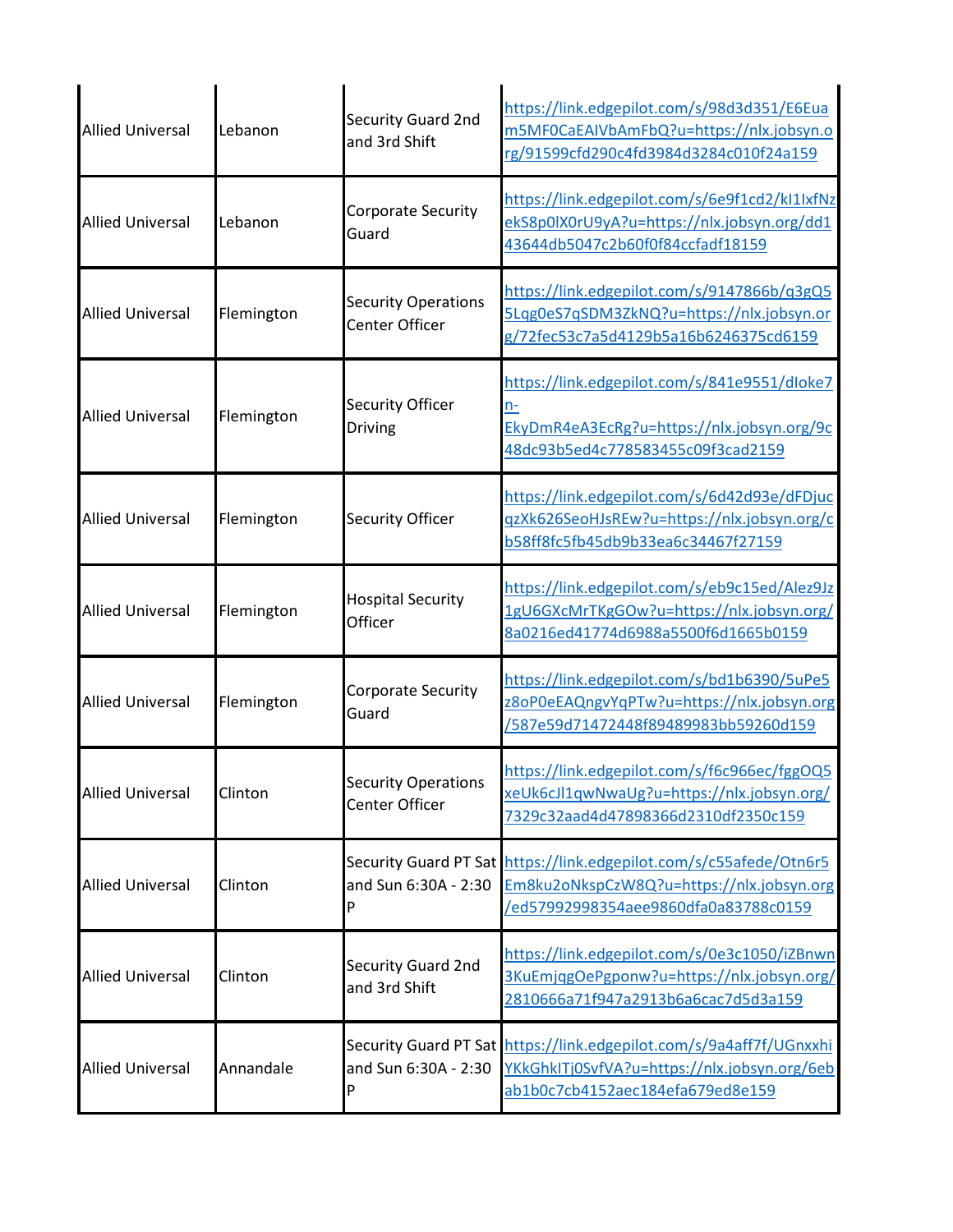| | | | |
|---|---|---|---|
| Allied Universal | Lebanon | Security Guard 2nd and 3rd Shift | https://link.edgepilot.com/s/98d3d351/E6EuamSMF0CaEAIVbAmFbQ?u=https://nlx.jobsyn.org/91599cfd290c4fd3984d3284c010f24a159 |
| Allied Universal | Lebanon | Corporate Security Guard | https://link.edgepilot.com/s/6e9f1cd2/kI1IxfNzekS8p0lX0rU9yA?u=https://nlx.jobsyn.org/dd143644db5047c2b60f0f84ccfadf18159 |
| Allied Universal | Flemington | Security Operations Center Officer | https://link.edgepilot.com/s/9147866b/q3gQ55Lqg0eS7qSDM3ZkNQ?u=https://nlx.jobsyn.org/72fec53c7a5d4129b5a16b6246375cd6159 |
| Allied Universal | Flemington | Security Officer Driving | https://link.edgepilot.com/s/841e9551/dIoke7n-EkyDmR4eA3EcRg?u=https://nlx.jobsyn.org/9c48dc93b5ed4c778583455c09f3cad2159 |
| Allied Universal | Flemington | Security Officer | https://link.edgepilot.com/s/6d42d93e/dFDjucqzXk626SeoHJsREw?u=https://nlx.jobsyn.org/cb58ff8fc5fb45db9b33ea6c34467f27159 |
| Allied Universal | Flemington | Hospital Security Officer | https://link.edgepilot.com/s/eb9c15ed/Alez9Jz1gU6GXcMrTKgGOw?u=https://nlx.jobsyn.org/8a0216ed41774d6988a5500f6d1665b0159 |
| Allied Universal | Flemington | Corporate Security Guard | https://link.edgepilot.com/s/bd1b6390/5uPe5z8oP0eEAQngvYqPTw?u=https://nlx.jobsyn.org/587e59d71472448f89489983bb59260d159 |
| Allied Universal | Clinton | Security Operations Center Officer | https://link.edgepilot.com/s/f6c966ec/fggOQ5xeUk6cJl1qwNwaUg?u=https://nlx.jobsyn.org/7329c32aad4d47898366d2310df2350c159 |
| Allied Universal | Clinton | Security Guard PT Sat and Sun 6:30A - 2:30 P | https://link.edgepilot.com/s/c55afede/Otn6r5Em8ku2oNkspCzW8Q?u=https://nlx.jobsyn.org/ed57992998354aee9860dfa0a83788c0159 |
| Allied Universal | Clinton | Security Guard 2nd and 3rd Shift | https://link.edgepilot.com/s/0e3c1050/iZBnwn3KuEmjqgOePgponw?u=https://nlx.jobsyn.org/2810666a71f947a2913b6a6cac7d5d3a159 |
| Allied Universal | Annandale | Security Guard PT Sat and Sun 6:30A - 2:30 P | https://link.edgepilot.com/s/9a4aff7f/UGnxxhiYKkGhkITj0SvfVA?u=https://nlx.jobsyn.org/6ebab1b0c7cb4152aec184efa679ed8e159 |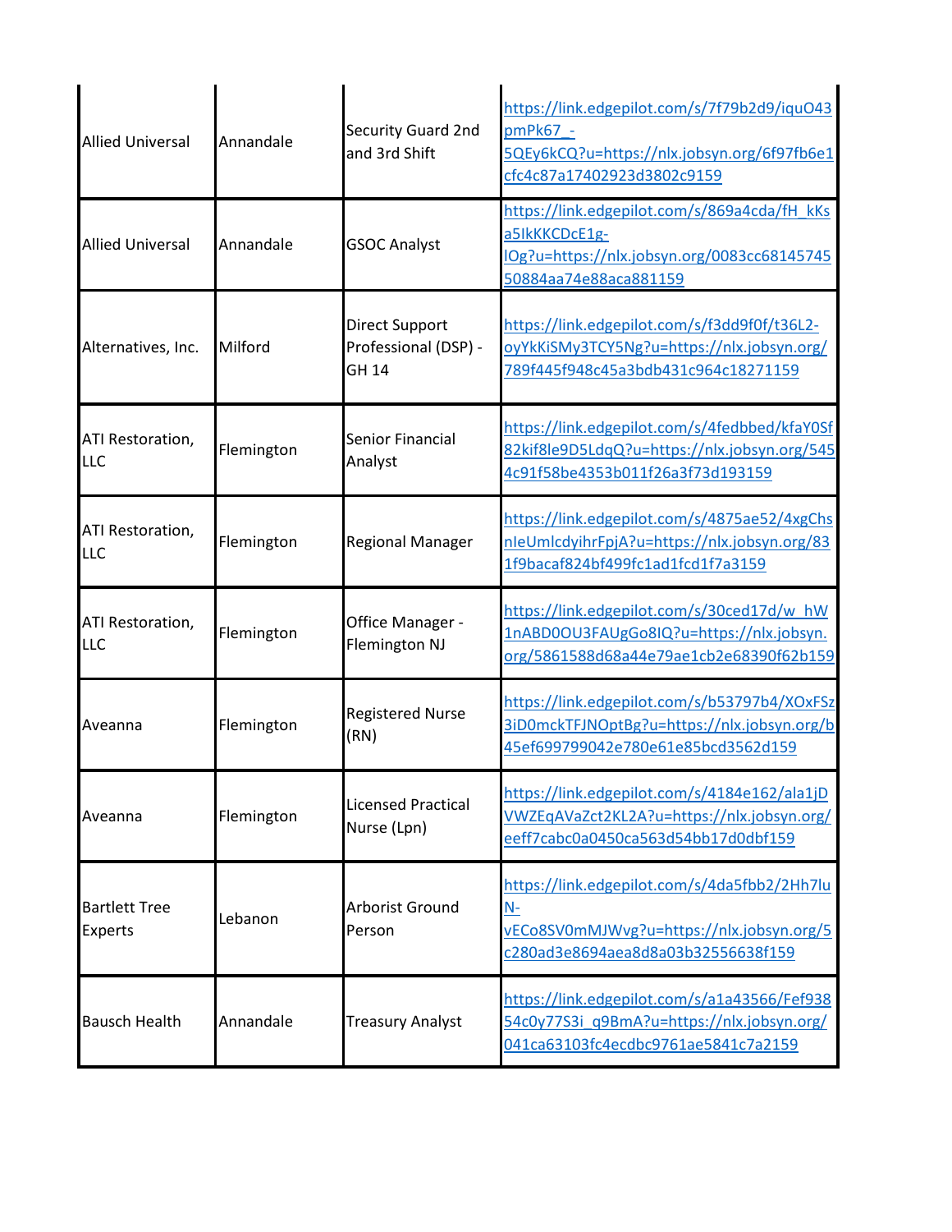| | | | |
|---|---|---|---|
| Allied Universal | Annandale | Security Guard 2nd and 3rd Shift | https://link.edgepilot.com/s/7f79b2d9/iquO43pmPk67_-5QEy6kCQ?u=https://nlx.jobsyn.org/6f97fb6e1cfc4c87a17402923d3802c9159 |
| Allied Universal | Annandale | GSOC Analyst | https://link.edgepilot.com/s/869a4cda/fH_kKsa5IkKKCDcE1g-IOg?u=https://nlx.jobsyn.org/0083cc6814574550884aa74e88aca881159 |
| Alternatives, Inc. | Milford | Direct Support Professional (DSP) - GH 14 | https://link.edgepilot.com/s/f3dd9f0f/t36L2-oyYkKiSMy3TCY5Ng?u=https://nlx.jobsyn.org/789f445f948c45a3bdb431c964c18271159 |
| ATI Restoration, LLC | Flemington | Senior Financial Analyst | https://link.edgepilot.com/s/4fedbbed/kfaY0Sf82kif8le9D5LdqQ?u=https://nlx.jobsyn.org/5454c91f58be4353b011f26a3f73d193159 |
| ATI Restoration, LLC | Flemington | Regional Manager | https://link.edgepilot.com/s/4875ae52/4xgChsnIeUmlcdyihrFpjA?u=https://nlx.jobsyn.org/831f9bacaf824bf499fc1ad1fcd1f7a3159 |
| ATI Restoration, LLC | Flemington | Office Manager - Flemington NJ | https://link.edgepilot.com/s/30ced17d/w_hW1nABD0OU3FAUgGo8IQ?u=https://nlx.jobsyn.org/5861588d68a44e79ae1cb2e68390f62b159 |
| Aveanna | Flemington | Registered Nurse (RN) | https://link.edgepilot.com/s/b53797b4/XOxFSz3iD0mckTFJNOptBg?u=https://nlx.jobsyn.org/b45ef699799042e780e61e85bcd3562d159 |
| Aveanna | Flemington | Licensed Practical Nurse (Lpn) | https://link.edgepilot.com/s/4184e162/ala1jDVWZEqAVaZct2KL2A?u=https://nlx.jobsyn.org/eeff7cabc0a0450ca563d54bb17d0dbf159 |
| Bartlett Tree Experts | Lebanon | Arborist Ground Person | https://link.edgepilot.com/s/4da5fbb2/2Hh7luN-vECo8SV0mMJWvg?u=https://nlx.jobsyn.org/5c280ad3e8694aea8d8a03b32556638f159 |
| Bausch Health | Annandale | Treasury Analyst | https://link.edgepilot.com/s/a1a43566/Fef93854c0y77S3i_q9BmA?u=https://nlx.jobsyn.org/041ca63103fc4ecdbc9761ae5841c7a2159 |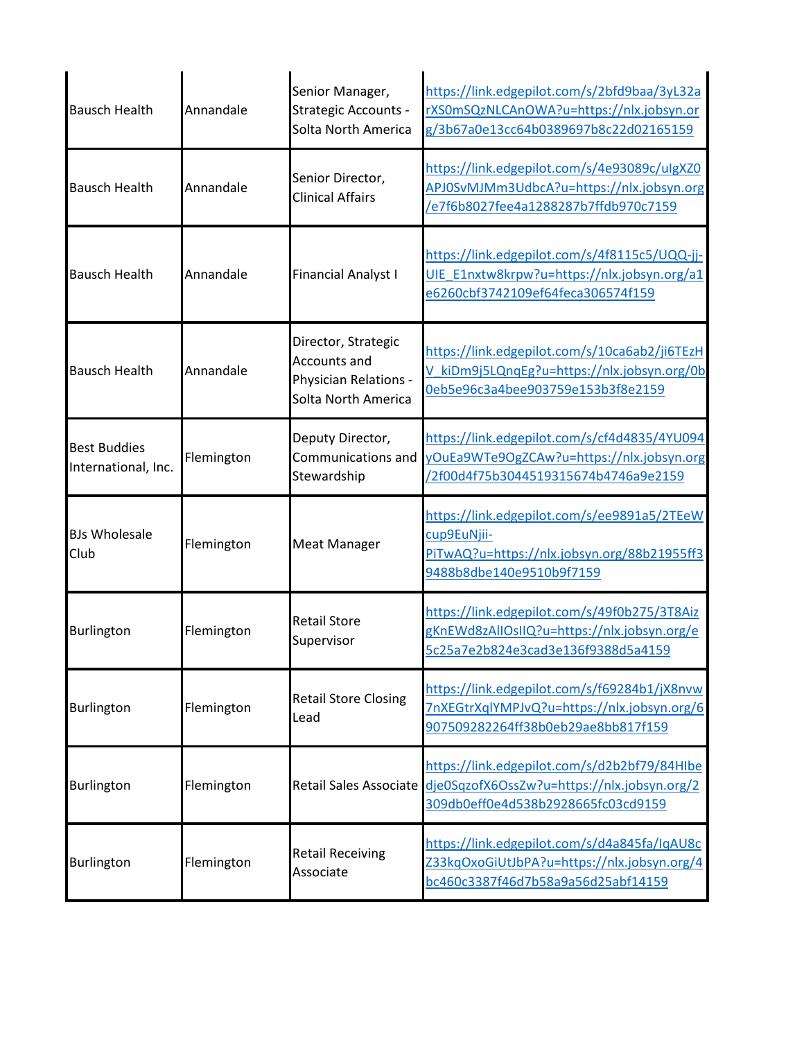| | | | |
|---|---|---|---|
| Bausch Health | Annandale | Senior Manager, Strategic Accounts - Solta North America | https://link.edgepilot.com/s/2bfd9baa/3yL32arXS0mSQzNLCAnOWA?u=https://nlx.jobsyn.org/3b67a0e13cc64b0389697b8c22d02165159 |
| Bausch Health | Annandale | Senior Director, Clinical Affairs | https://link.edgepilot.com/s/4e93089c/uIgXZ0APJ0SvMJMm3UdbcA?u=https://nlx.jobsyn.org/e7f6b8027fee4a1288287b7ffdb970c7159 |
| Bausch Health | Annandale | Financial Analyst I | https://link.edgepilot.com/s/4f8115c5/UQQ-jj-UIE_E1nxtw8krpw?u=https://nlx.jobsyn.org/a1e6260cbf3742109ef64feca306574f159 |
| Bausch Health | Annandale | Director, Strategic Accounts and Physician Relations - Solta North America | https://link.edgepilot.com/s/10ca6ab2/ji6TEzHV_kiDm9j5LQnqEg?u=https://nlx.jobsyn.org/0b0eb5e96c3a4bee903759e153b3f8e2159 |
| Best Buddies International, Inc. | Flemington | Deputy Director, Communications and Stewardship | https://link.edgepilot.com/s/cf4d4835/4YU094yOuEa9WTe9OgZCAw?u=https://nlx.jobsyn.org/2f00d4f75b3044519315674b4746a9e2159 |
| BJs Wholesale Club | Flemington | Meat Manager | https://link.edgepilot.com/s/ee9891a5/2TEeWcup9EuNjii-PiTwAQ?u=https://nlx.jobsyn.org/88b21955ff39488b8dbe140e9510b9f7159 |
| Burlington | Flemington | Retail Store Supervisor | https://link.edgepilot.com/s/49f0b275/3T8AizgKnEWd8zAlIOsIIQ?u=https://nlx.jobsyn.org/e5c25a7e2b824e3cad3e136f9388d5a4159 |
| Burlington | Flemington | Retail Store Closing Lead | https://link.edgepilot.com/s/f69284b1/jX8nvw7nXEGtrXqlYMPJvQ?u=https://nlx.jobsyn.org/6907509282264ff38b0eb29ae8bb817f159 |
| Burlington | Flemington | Retail Sales Associate | https://link.edgepilot.com/s/d2b2bf79/84HIbedje0SqzofX6OssZw?u=https://nlx.jobsyn.org/2309db0eff0e4d538b2928665fc03cd9159 |
| Burlington | Flemington | Retail Receiving Associate | https://link.edgepilot.com/s/d4a845fa/IqAU8cZ33kqOxoGiUtJbPA?u=https://nlx.jobsyn.org/4bc460c3387f46d7b58a9a56d25abf14159 |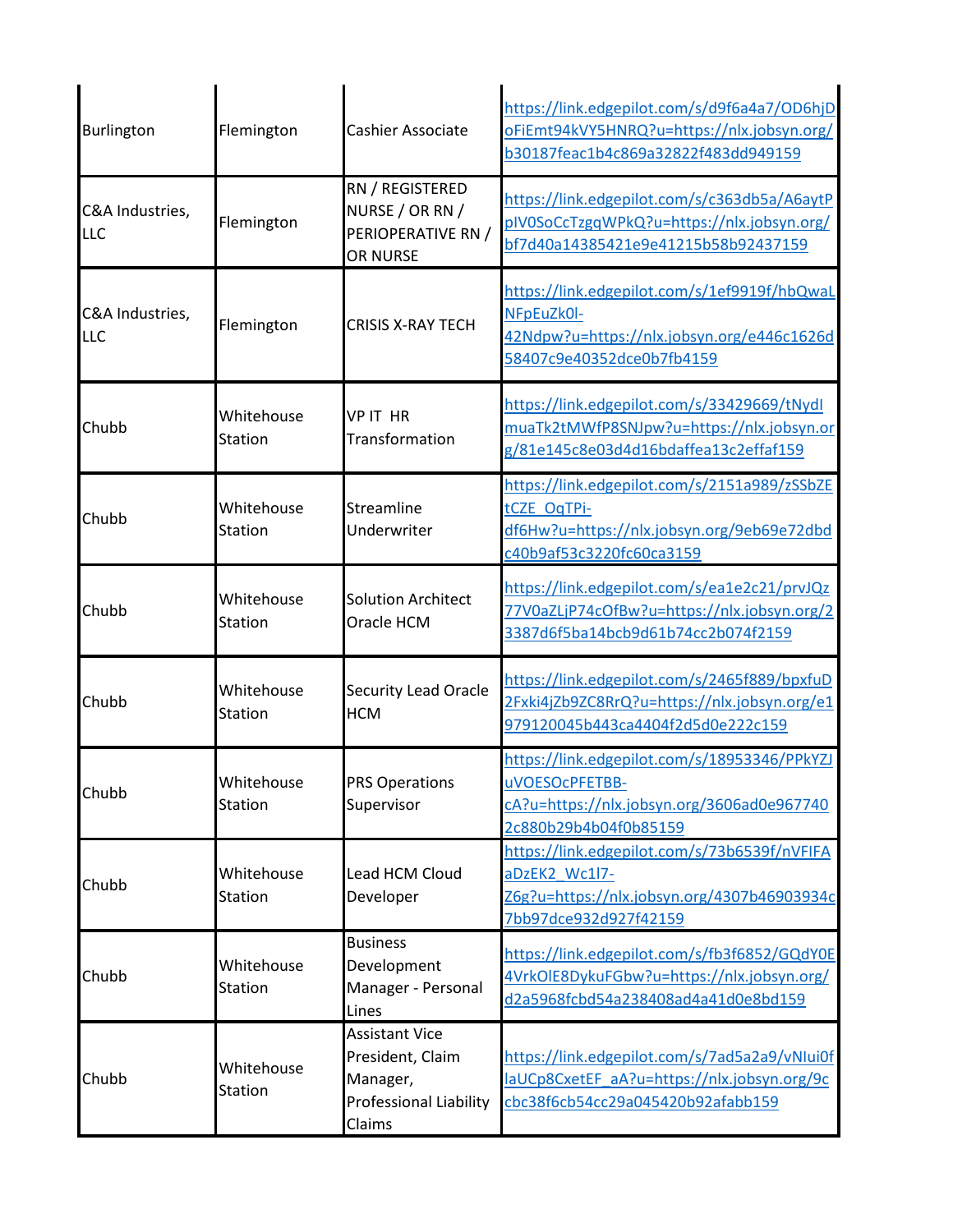| | | | |
|---|---|---|---|
| Burlington | Flemington | Cashier Associate | https://link.edgepilot.com/s/d9f6a4a7/OD6hjDoFiEmt94kVY5HNRQ?u=https://nlx.jobsyn.org/b30187feac1b4c869a32822f483dd949159 |
| C&A Industries, LLC | Flemington | RN / REGISTERED NURSE / OR RN / PERIOPERATIVE RN / OR NURSE | https://link.edgepilot.com/s/c363db5a/A6aytPpIV0SoCcTzgqWPkQ?u=https://nlx.jobsyn.org/bf7d40a14385421e9e41215b58b92437159 |
| C&A Industries, LLC | Flemington | CRISIS X-RAY TECH | https://link.edgepilot.com/s/1ef9919f/hbQwaLNFpEuZk0l-42Ndpw?u=https://nlx.jobsyn.org/e446c1626d58407c9e40352dce0b7fb4159 |
| Chubb | Whitehouse Station | VP IT HR Transformation | https://link.edgepilot.com/s/33429669/tNydImuaTk2tMWfP8SNJpw?u=https://nlx.jobsyn.org/81e145c8e03d4d16bdaffea13c2effaf159 |
| Chubb | Whitehouse Station | Streamline Underwriter | https://link.edgepilot.com/s/2151a989/zSSbZEtCZE_OqTPi-df6Hw?u=https://nlx.jobsyn.org/9eb69e72dbdc40b9af53c3220fc60ca3159 |
| Chubb | Whitehouse Station | Solution Architect Oracle HCM | https://link.edgepilot.com/s/ea1e2c21/prvJQz77V0aZLjP74cOfBw?u=https://nlx.jobsyn.org/23387d6f5ba14bcb9d61b74cc2b074f2159 |
| Chubb | Whitehouse Station | Security Lead Oracle HCM | https://link.edgepilot.com/s/2465f889/bpxfuD2Fxki4jZb9ZC8RrQ?u=https://nlx.jobsyn.org/e1979120045b443ca4404f2d5d0e222c159 |
| Chubb | Whitehouse Station | PRS Operations Supervisor | https://link.edgepilot.com/s/18953346/PPkYZJuVOESOcPFETBB-cA?u=https://nlx.jobsyn.org/3606ad0e9677402c880b29b4b04f0b85159 |
| Chubb | Whitehouse Station | Lead HCM Cloud Developer | https://link.edgepilot.com/s/73b6539f/nVFIFAaDzEK2_Wc1l7-Z6g?u=https://nlx.jobsyn.org/4307b46903934c7bb97dce932d927f42159 |
| Chubb | Whitehouse Station | Business Development Manager - Personal Lines | https://link.edgepilot.com/s/fb3f6852/GQdY0E4VrkOlE8DykuFGbw?u=https://nlx.jobsyn.org/d2a5968fcbd54a238408ad4a41d0e8bd159 |
| Chubb | Whitehouse Station | Assistant Vice President, Claim Manager, Professional Liability Claims | https://link.edgepilot.com/s/7ad5a2a9/vNIui0flaUCp8CxetEF_aA?u=https://nlx.jobsyn.org/9ccbc38f6cb54cc29a045420b92afabb159 |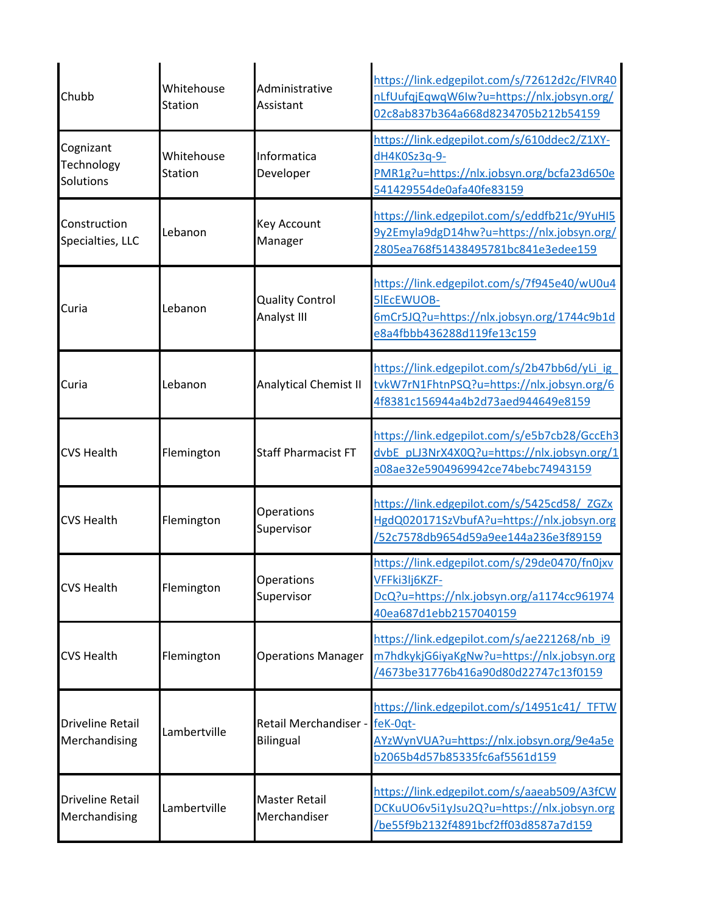| | | | |
|---|---|---|---|
| Chubb | Whitehouse Station | Administrative Assistant | https://link.edgepilot.com/s/72612d2c/FIVR40nLfUufqjEqwqW6Iw?u=https://nlx.jobsyn.org/02c8ab837b364a668d8234705b212b54159 |
| Cognizant Technology Solutions | Whitehouse Station | Informatica Developer | https://link.edgepilot.com/s/610ddec2/Z1XY-dH4K0Sz3q-9-PMR1g?u=https://nlx.jobsyn.org/bcfa23d650e541429554de0afa40fe83159 |
| Construction Specialties, LLC | Lebanon | Key Account Manager | https://link.edgepilot.com/s/eddfb21c/9YuHI59y2Emyla9dgD14hw?u=https://nlx.jobsyn.org/2805ea768f51438495781bc841e3edee159 |
| Curia | Lebanon | Quality Control Analyst III | https://link.edgepilot.com/s/7f945e40/wU0u45lEcEWUOB-6mCr5JQ?u=https://nlx.jobsyn.org/1744c9b1de8a4fbbb436288d119fe13c159 |
| Curia | Lebanon | Analytical Chemist II | https://link.edgepilot.com/s/2b47bb6d/yLi_ig_tvkW7rN1FhtnPSQ?u=https://nlx.jobsyn.org/64f8381c156944a4b2d73aed944649e8159 |
| CVS Health | Flemington | Staff Pharmacist FT | https://link.edgepilot.com/s/e5b7cb28/GccEh3dvbE_pLJ3NrX4X0Q?u=https://nlx.jobsyn.org/1a08ae32e5904969942ce74bebc74943159 |
| CVS Health | Flemington | Operations Supervisor | https://link.edgepilot.com/s/5425cd58/_ZGZxHgdQ020171SzVbufA?u=https://nlx.jobsyn.org/52c7578db9654d59a9ee144a236e3f89159 |
| CVS Health | Flemington | Operations Supervisor | https://link.edgepilot.com/s/29de0470/fn0jxvVFFki3lj6KZF-DcQ?u=https://nlx.jobsyn.org/a1174cc96197440ea687d1ebb2157040159 |
| CVS Health | Flemington | Operations Manager | https://link.edgepilot.com/s/ae221268/nb_i9m7hdkykjG6iyaKgNw?u=https://nlx.jobsyn.org/4673be31776b416a90d80d22747c13f0159 |
| Driveline Retail Merchandising | Lambertville | Retail Merchandiser - Bilingual | https://link.edgepilot.com/s/14951c41/_TFTWfeK-0qt-AYzWynVUA?u=https://nlx.jobsyn.org/9e4a5eb2065b4d57b85335fc6af5561d159 |
| Driveline Retail Merchandising | Lambertville | Master Retail Merchandiser | https://link.edgepilot.com/s/aaeab509/A3fCWDCKuUO6v5i1yJsu2Q?u=https://nlx.jobsyn.org/be55f9b2132f4891bcf2ff03d8587a7d159 |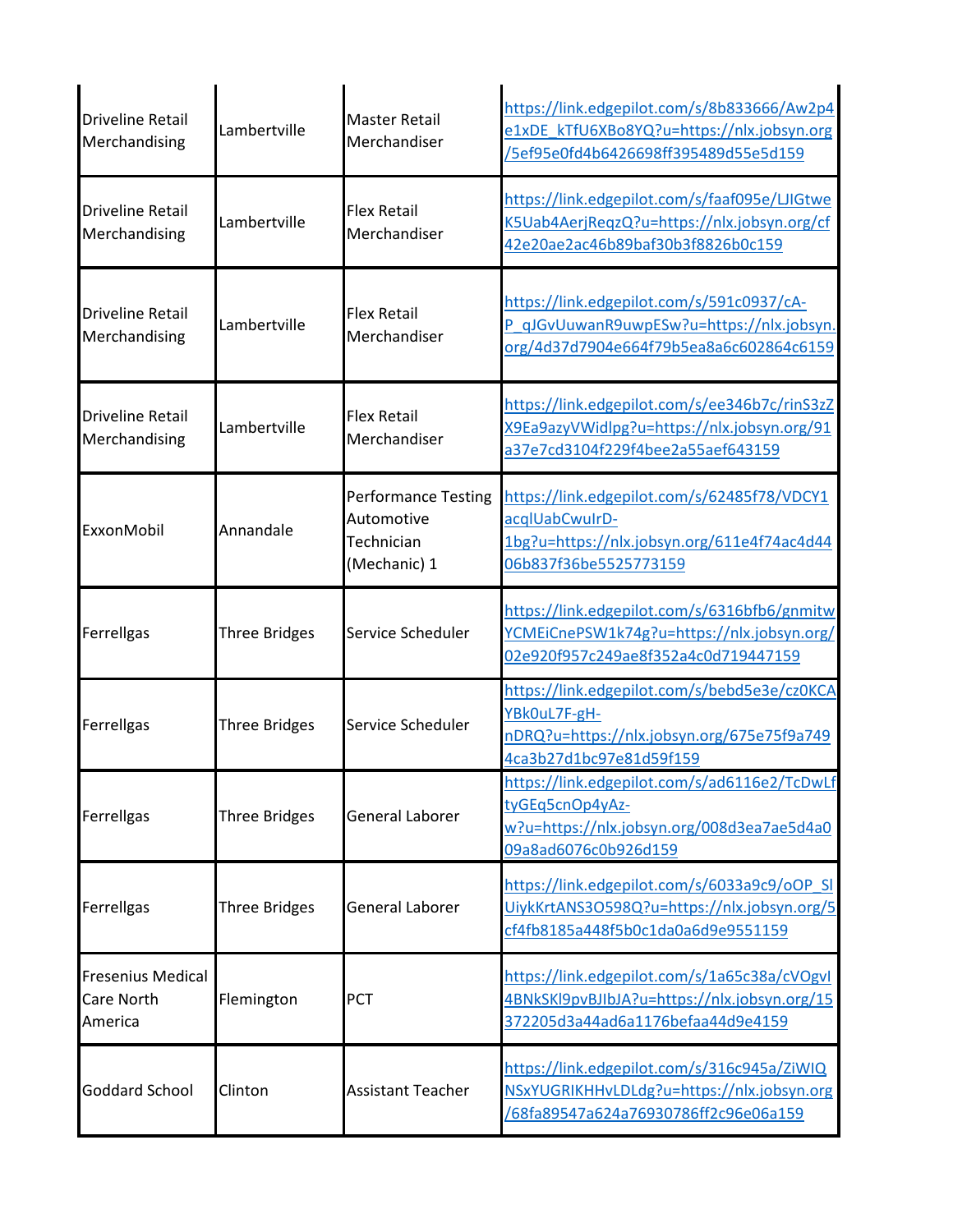| | | | |
|---|---|---|---|
| Driveline Retail Merchandising | Lambertville | Master Retail Merchandiser | https://link.edgepilot.com/s/8b833666/Aw2p4e1xDE_kTfU6XBo8YQ?u=https://nlx.jobsyn.org/5ef95e0fd4b6426698ff395489d55e5d159 |
| Driveline Retail Merchandising | Lambertville | Flex Retail Merchandiser | https://link.edgepilot.com/s/faaf095e/LJIGtweK5Uab4AerjReqzQ?u=https://nlx.jobsyn.org/cf42e20ae2ac46b89baf30b3f8826b0c159 |
| Driveline Retail Merchandising | Lambertville | Flex Retail Merchandiser | https://link.edgepilot.com/s/591c0937/cA-P_qJGvUuwanR9uwpESw?u=https://nlx.jobsyn.org/4d37d7904e664f79b5ea8a6c602864c6159 |
| Driveline Retail Merchandising | Lambertville | Flex Retail Merchandiser | https://link.edgepilot.com/s/ee346b7c/rinS3zZX9Ea9azyVWidlpg?u=https://nlx.jobsyn.org/91a37e7cd3104f229f4bee2a55aef643159 |
| ExxonMobil | Annandale | Performance Testing Automotive Technician (Mechanic) 1 | https://link.edgepilot.com/s/62485f78/VDCY1acqlUabCwuIrD-1bg?u=https://nlx.jobsyn.org/611e4f74ac4d4406b837f36be5525773159 |
| Ferrellgas | Three Bridges | Service Scheduler | https://link.edgepilot.com/s/6316bfb6/gnmitwYCMEiCnePSW1k74g?u=https://nlx.jobsyn.org/02e920f957c249ae8f352a4c0d719447159 |
| Ferrellgas | Three Bridges | Service Scheduler | https://link.edgepilot.com/s/bebd5e3e/cz0KCAYBk0uL7F-gH-nDRQ?u=https://nlx.jobsyn.org/675e75f9a7494ca3b27d1bc97e81d59f159 |
| Ferrellgas | Three Bridges | General Laborer | https://link.edgepilot.com/s/ad6116e2/TcDwLftyGEq5cnOp4yAz-w?u=https://nlx.jobsyn.org/008d3ea7ae5d4a009a8ad6076c0b926d159 |
| Ferrellgas | Three Bridges | General Laborer | https://link.edgepilot.com/s/6033a9c9/oOP_SlUiykKrtANS3O598Q?u=https://nlx.jobsyn.org/5cf4fb8185a448f5b0c1da0a6d9e9551159 |
| Fresenius Medical Care North America | Flemington | PCT | https://link.edgepilot.com/s/1a65c38a/cVOgvl4BNkSKl9pvBJIbJA?u=https://nlx.jobsyn.org/15372205d3a44ad6a1176befaa44d9e4159 |
| Goddard School | Clinton | Assistant Teacher | https://link.edgepilot.com/s/316c945a/ZiWIQNSxYUGRIKHHvLDLdg?u=https://nlx.jobsyn.org/68fa89547a624a76930786ff2c96e06a159 |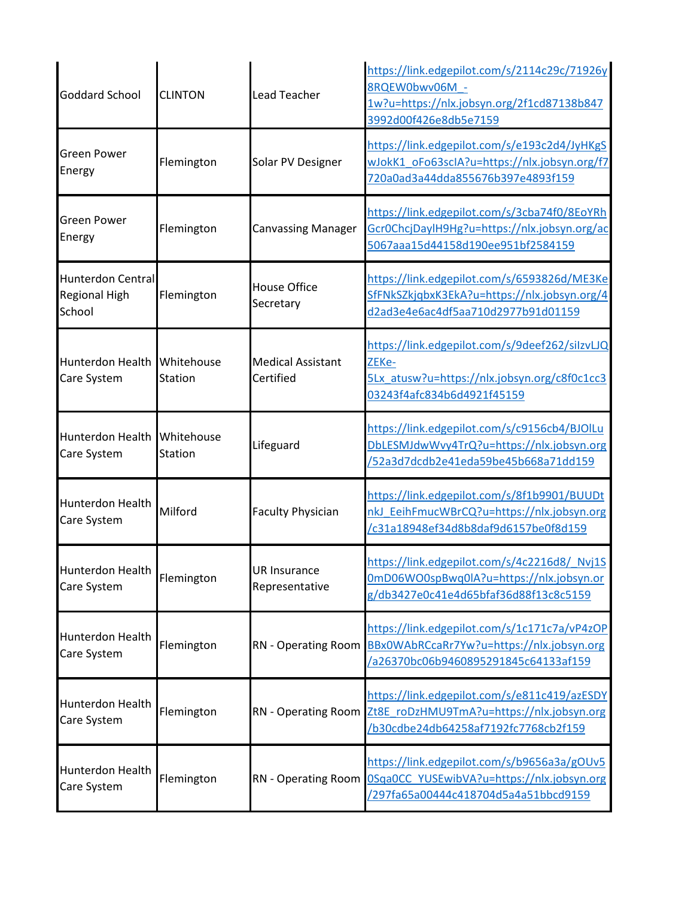| | | | |
|---|---|---|---|
| Goddard School | CLINTON | Lead Teacher | https://link.edgepilot.com/s/2114c29c/71926y8RQEW0bwv06M_-1w?u=https://nlx.jobsyn.org/2f1cd87138b8473992d00f426e8db5e7159 |
| Green Power Energy | Flemington | Solar PV Designer | https://link.edgepilot.com/s/e193c2d4/JyHKgSwJokK1_oFo63scIA?u=https://nlx.jobsyn.org/f7720a0ad3a44dda855676b397e4893f159 |
| Green Power Energy | Flemington | Canvassing Manager | https://link.edgepilot.com/s/3cba74f0/8EoYRhGcr0ChcjDaylH9Hg?u=https://nlx.jobsyn.org/ac5067aaa15d44158d190ee951bf2584159 |
| Hunterdon Central Regional High School | Flemington | House Office Secretary | https://link.edgepilot.com/s/6593826d/ME3KeSfFNkSZkjqbxK3EkA?u=https://nlx.jobsyn.org/4d2ad3e4e6ac4df5aa710d2977b91d01159 |
| Hunterdon Health Care System | Whitehouse Station | Medical Assistant Certified | https://link.edgepilot.com/s/9deef262/siIzvLJQZEKe-5Lx_atusw?u=https://nlx.jobsyn.org/c8f0c1cc303243f4afc834b6d4921f45159 |
| Hunterdon Health Care System | Whitehouse Station | Lifeguard | https://link.edgepilot.com/s/c9156cb4/BJOlLuDbLESMJdwWvy4TrQ?u=https://nlx.jobsyn.org/52a3d7dcdb2e41eda59be45b668a71dd159 |
| Hunterdon Health Care System | Milford | Faculty Physician | https://link.edgepilot.com/s/8f1b9901/BUUDtnkJ_EeihFmucWBrCQ?u=https://nlx.jobsyn.org/c31a18948ef34d8b8daf9d6157be0f8d159 |
| Hunterdon Health Care System | Flemington | UR Insurance Representative | https://link.edgepilot.com/s/4c2216d8/_Nvj1S0mD06WO0spBwq0lA?u=https://nlx.jobsyn.org/db3427e0c41e4d65bfaf36d88f13c8c5159 |
| Hunterdon Health Care System | Flemington | RN - Operating Room | https://link.edgepilot.com/s/1c171c7a/vP4zOPBBx0WAbRCcaRr7Yw?u=https://nlx.jobsyn.org/a26370bc06b9460895291845c64133af159 |
| Hunterdon Health Care System | Flemington | RN - Operating Room | https://link.edgepilot.com/s/e811c419/azESDYZt8E_roDzHMU9TmA?u=https://nlx.jobsyn.org/b30cdbe24db64258af7192fc7768cb2f159 |
| Hunterdon Health Care System | Flemington | RN - Operating Room | https://link.edgepilot.com/s/b9656a3a/gOUv50Sqa0CC_YUSEwibVA?u=https://nlx.jobsyn.org/297fa65a00444c418704d5a4a51bbcd9159 |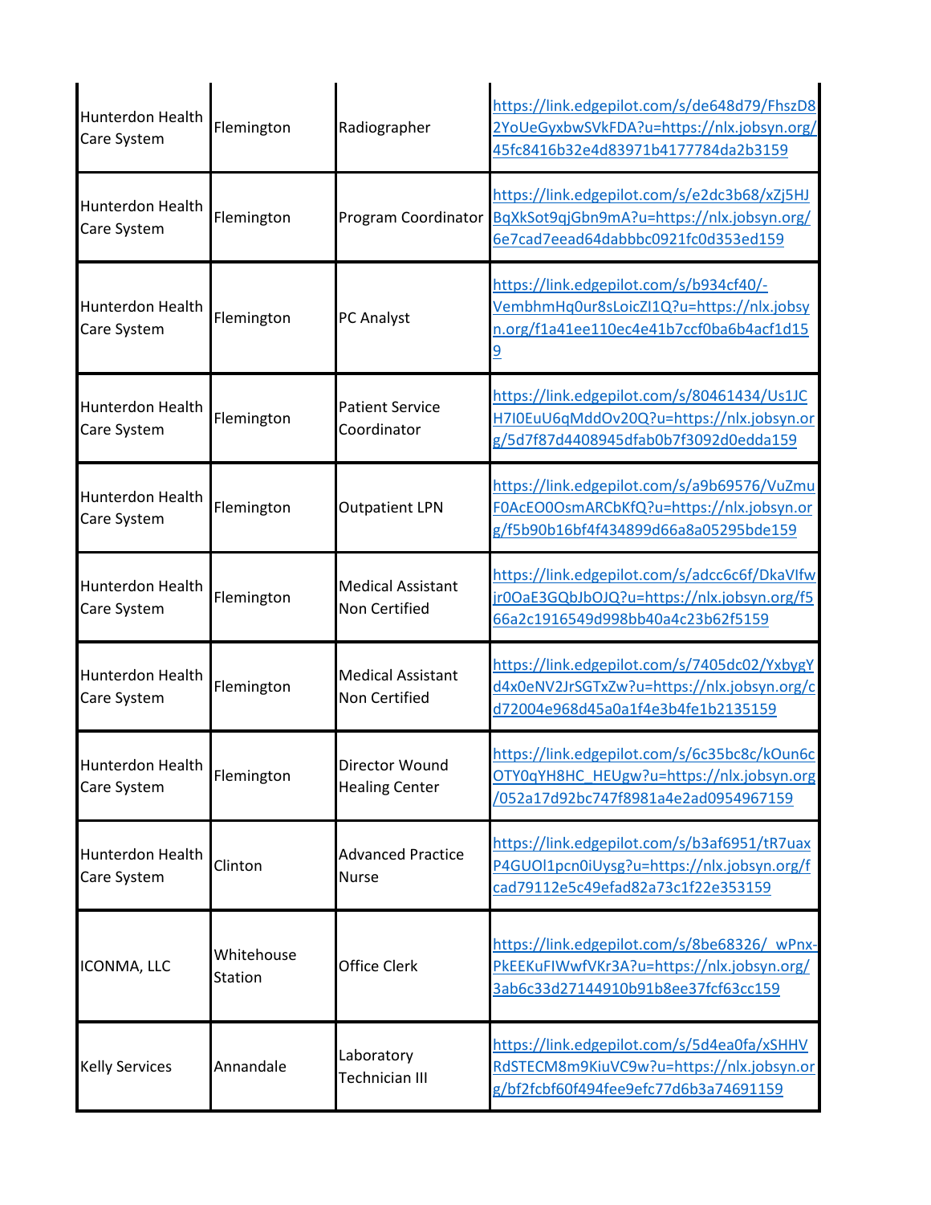| | | | |
|---|---|---|---|
| Hunterdon Health Care System | Flemington | Radiographer | https://link.edgepilot.com/s/de648d79/FhszD82YoUeGyxbwSVkFDA?u=https://nlx.jobsyn.org/45fc8416b32e4d83971b4177784da2b3159 |
| Hunterdon Health Care System | Flemington | Program Coordinator | https://link.edgepilot.com/s/e2dc3b68/xZj5HJBqXkSot9qjGbn9mA?u=https://nlx.jobsyn.org/6e7cad7eead64dabbbc0921fc0d353ed159 |
| Hunterdon Health Care System | Flemington | PC Analyst | https://link.edgepilot.com/s/b934cf40/-VembhmHq0ur8sLoicZI1Q?u=https://nlx.jobsyn.org/f1a41ee110ec4e41b7ccf0ba6b4acf1d159 |
| Hunterdon Health Care System | Flemington | Patient Service Coordinator | https://link.edgepilot.com/s/80461434/Us1JCH7I0EuU6qMddOv20Q?u=https://nlx.jobsyn.org/5d7f87d4408945dfab0b7f3092d0edda159 |
| Hunterdon Health Care System | Flemington | Outpatient LPN | https://link.edgepilot.com/s/a9b69576/VuZmuF0AcEO0OsmARCbKfQ?u=https://nlx.jobsyn.org/f5b90b16bf4f434899d66a8a05295bde159 |
| Hunterdon Health Care System | Flemington | Medical Assistant Non Certified | https://link.edgepilot.com/s/adcc6c6f/DkaVIfwjr0OaE3GQbJbOJQ?u=https://nlx.jobsyn.org/f566a2c1916549d998bb40a4c23b62f5159 |
| Hunterdon Health Care System | Flemington | Medical Assistant Non Certified | https://link.edgepilot.com/s/7405dc02/YxbygYd4x0eNV2JrSGTxZw?u=https://nlx.jobsyn.org/cd72004e968d45a0a1f4e3b4fe1b2135159 |
| Hunterdon Health Care System | Flemington | Director Wound Healing Center | https://link.edgepilot.com/s/6c35bc8c/kOun6cOTY0qYH8HC_HEUgw?u=https://nlx.jobsyn.org/052a17d92bc747f8981a4e2ad0954967159 |
| Hunterdon Health Care System | Clinton | Advanced Practice Nurse | https://link.edgepilot.com/s/b3af6951/tR7uaxP4GUOl1pcn0iUysg?u=https://nlx.jobsyn.org/fcad79112e5c49efad82a73c1f22e353159 |
| ICONMA, LLC | Whitehouse Station | Office Clerk | https://link.edgepilot.com/s/8be68326/_wPnx-PkEEKuFIWwfVKr3A?u=https://nlx.jobsyn.org/3ab6c33d27144910b91b8ee37fcf63cc159 |
| Kelly Services | Annandale | Laboratory Technician III | https://link.edgepilot.com/s/5d4ea0fa/xSHHVRdSTECM8m9KiuVC9w?u=https://nlx.jobsyn.org/bf2fcbf60f494fee9efc77d6b3a74691159 |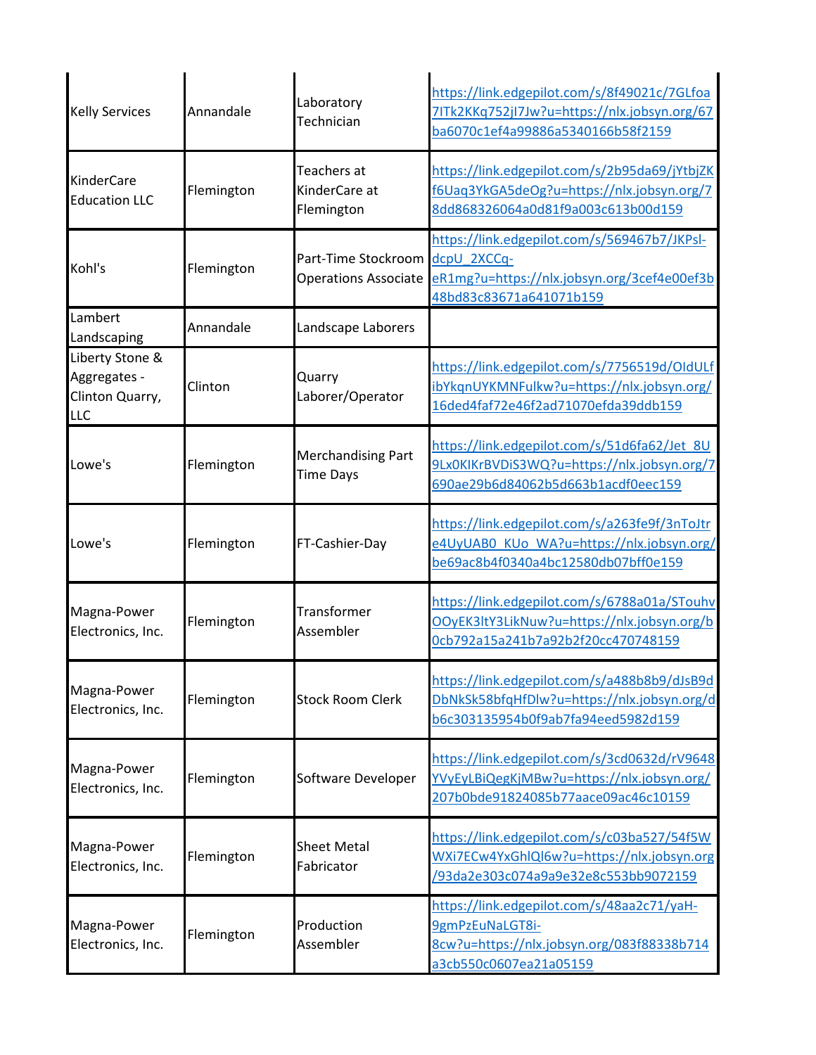| | | | |
|---|---|---|---|
| Kelly Services | Annandale | Laboratory Technician | https://link.edgepilot.com/s/8f49021c/7GLfoa7ITk2KKq752jI7Jw?u=https://nlx.jobsyn.org/67ba6070c1ef4a99886a5340166b58f2159 |
| KinderCare Education LLC | Flemington | Teachers at KinderCare at Flemington | https://link.edgepilot.com/s/2b95da69/jYtbjZKf6Uaq3YkGA5deOg?u=https://nlx.jobsyn.org/78dd868326064a0d81f9a003c613b00d159 |
| Kohl's | Flemington | Part-Time Stockroom Operations Associate | https://link.edgepilot.com/s/569467b7/JKPsl-dcpU_2XCCq-eR1mg?u=https://nlx.jobsyn.org/3cef4e00ef3b48bd83c83671a641071b159 |
| Lambert Landscaping | Annandale | Landscape Laborers | |
| Liberty Stone & Aggregates - Clinton Quarry, LLC | Clinton | Quarry Laborer/Operator | https://link.edgepilot.com/s/7756519d/OIdULfibYkqnUYKMNFulkw?u=https://nlx.jobsyn.org/16ded4faf72e46f2ad71070efda39ddb159 |
| Lowe's | Flemington | Merchandising Part Time Days | https://link.edgepilot.com/s/51d6fa62/Jet_8U9Lx0KIKrBVDiS3WQ?u=https://nlx.jobsyn.org/7690ae29b6d84062b5d663b1acdf0eec159 |
| Lowe's | Flemington | FT-Cashier-Day | https://link.edgepilot.com/s/a263fe9f/3nToJtre4UyUAB0_KUo_WA?u=https://nlx.jobsyn.org/be69ac8b4f0340a4bc12580db07bff0e159 |
| Magna-Power Electronics, Inc. | Flemington | Transformer Assembler | https://link.edgepilot.com/s/6788a01a/STouhvOOyEK3ltY3LikNuw?u=https://nlx.jobsyn.org/b0cb792a15a241b7a92b2f20cc470748159 |
| Magna-Power Electronics, Inc. | Flemington | Stock Room Clerk | https://link.edgepilot.com/s/a488b8b9/dJsB9dDbNkSk58bfqHfDlw?u=https://nlx.jobsyn.org/db6c303135954b0f9ab7fa94eed5982d159 |
| Magna-Power Electronics, Inc. | Flemington | Software Developer | https://link.edgepilot.com/s/3cd0632d/rV9648YVyEyLBiQegKjMBw?u=https://nlx.jobsyn.org/207b0bde91824085b77aace09ac46c10159 |
| Magna-Power Electronics, Inc. | Flemington | Sheet Metal Fabricator | https://link.edgepilot.com/s/c03ba527/54f5WWXi7ECw4YxGhlQl6w?u=https://nlx.jobsyn.org/93da2e303c074a9a9e32e8c553bb9072159 |
| Magna-Power Electronics, Inc. | Flemington | Production Assembler | https://link.edgepilot.com/s/48aa2c71/yaH-9gmPzEuNaLGT8i-8cw?u=https://nlx.jobsyn.org/083f88338b714a3cb550c0607ea21a05159 |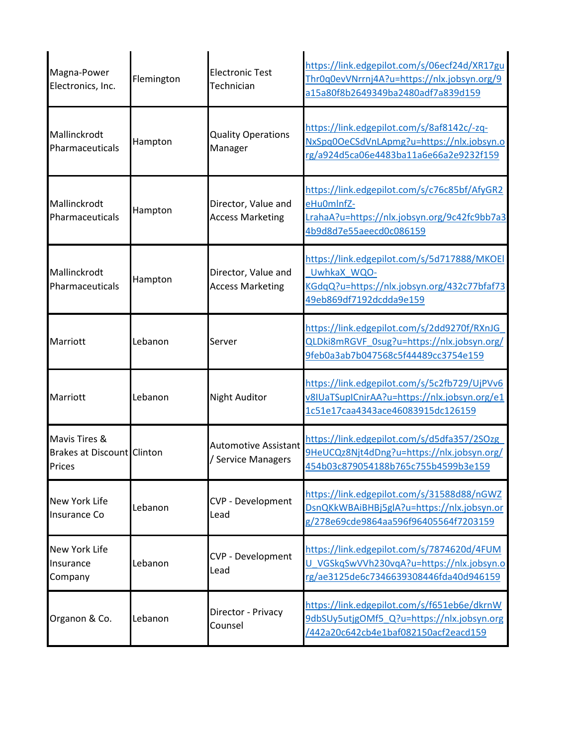| | | | |
|---|---|---|---|
| Magna-Power Electronics, Inc. | Flemington | Electronic Test Technician | https://link.edgepilot.com/s/06ecf24d/XR17guThr0q0evVNrrnj4A?u=https://nlx.jobsyn.org/9a15a80f8b2649349ba2480adf7a839d159 |
| Mallinckrodt Pharmaceuticals | Hampton | Quality Operations Manager | https://link.edgepilot.com/s/8af8142c/-zq-NxSpq0OeCSdVnLApmg?u=https://nlx.jobsyn.org/a924d5ca06e4483ba11a6e66a2e9232f159 |
| Mallinckrodt Pharmaceuticals | Hampton | Director, Value and Access Marketing | https://link.edgepilot.com/s/c76c85bf/AfyGR2eHu0mlnfZ-LrahaA?u=https://nlx.jobsyn.org/9c42fc9bb7a34b9d8d7e55aeecd0c086159 |
| Mallinckrodt Pharmaceuticals | Hampton | Director, Value and Access Marketing | https://link.edgepilot.com/s/5d717888/MKOEl_UwhkaX_WQO-KGdqQ?u=https://nlx.jobsyn.org/432c77bfaf7349eb869df7192dcdda9e159 |
| Marriott | Lebanon | Server | https://link.edgepilot.com/s/2dd9270f/RXnJG_QLDki8mRGVF_0sug?u=https://nlx.jobsyn.org/9feb0a3ab7b047568c5f44489cc3754e159 |
| Marriott | Lebanon | Night Auditor | https://link.edgepilot.com/s/5c2fb729/UjPVv6v8IUaTSupICnirAA?u=https://nlx.jobsyn.org/e11c51e17caa4343ace46083915dc126159 |
| Mavis Tires & Brakes at Discount Prices | Clinton | Automotive Assistant / Service Managers | https://link.edgepilot.com/s/d5dfa357/2SOzg_9HeUCQz8Njt4dDng?u=https://nlx.jobsyn.org/454b03c879054188b765c755b4599b3e159 |
| New York Life Insurance Co | Lebanon | CVP - Development Lead | https://link.edgepilot.com/s/31588d88/nGWZDsnQKkWBAiBHBj5glA?u=https://nlx.jobsyn.org/278e69cde9864aa596f96405564f7203159 |
| New York Life Insurance Company | Lebanon | CVP - Development Lead | https://link.edgepilot.com/s/7874620d/4FUMU_VGSkqSwVVh230vqA?u=https://nlx.jobsyn.org/ae3125de6c7346639308446fda40d946159 |
| Organon & Co. | Lebanon | Director - Privacy Counsel | https://link.edgepilot.com/s/f651eb6e/dkrnW9dbSUy5utjgOMf5_Q?u=https://nlx.jobsyn.org/442a20c642cb4e1baf082150acf2eacd159 |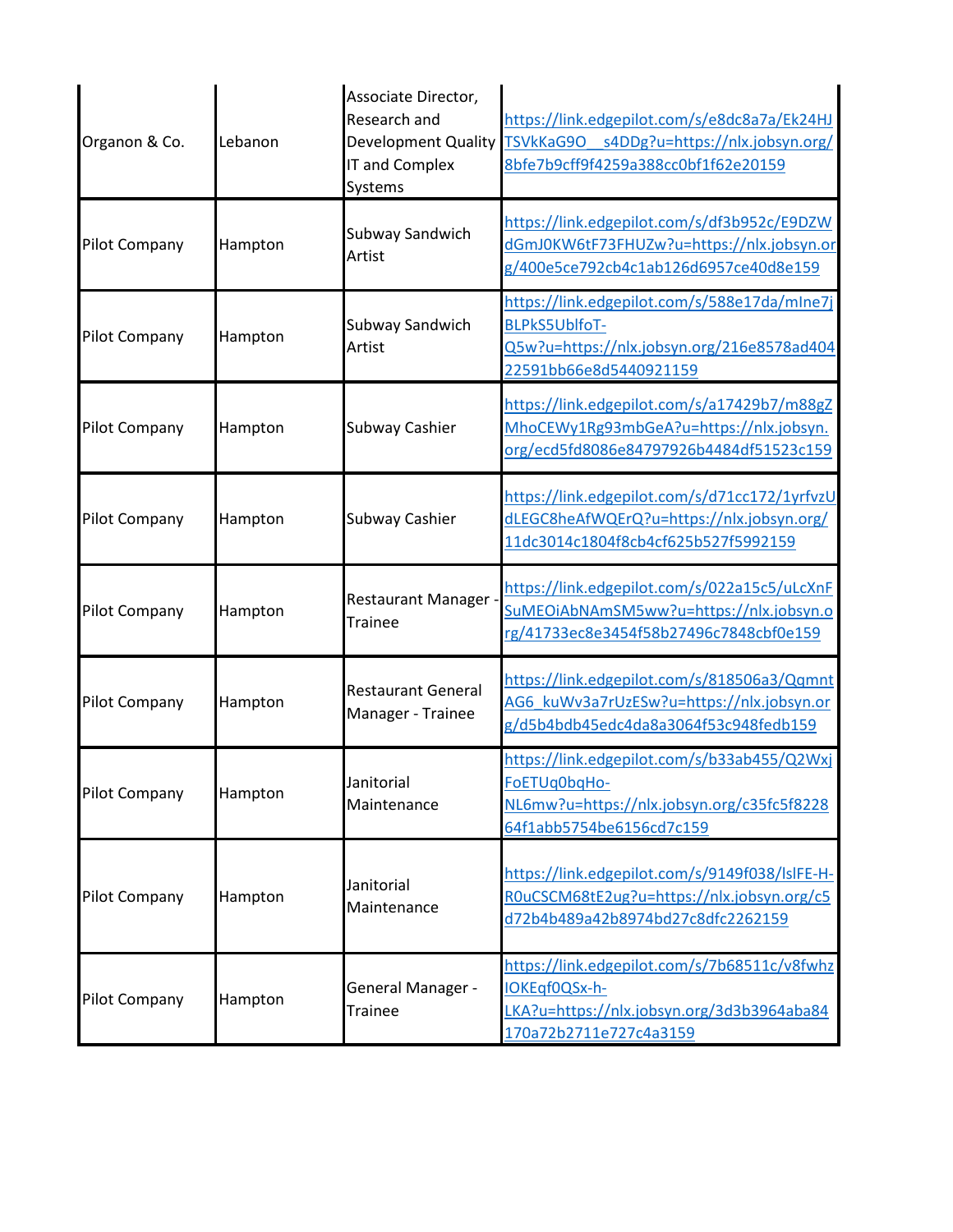| | | | |
|---|---|---|---|
| Organon & Co. | Lebanon | Associate Director, Research and Development Quality IT and Complex Systems | https://link.edgepilot.com/s/e8dc8a7a/Ek24HJTSVkKaG9O__s4DDg?u=https://nlx.jobsyn.org/8bfe7b9cff9f4259a388cc0bf1f62e20159 |
| Pilot Company | Hampton | Subway Sandwich Artist | https://link.edgepilot.com/s/df3b952c/E9DZWdGmJ0KW6tF73FHUZw?u=https://nlx.jobsyn.org/400e5ce792cb4c1ab126d6957ce40d8e159 |
| Pilot Company | Hampton | Subway Sandwich Artist | https://link.edgepilot.com/s/588e17da/mIne7jBLPkS5UblfoT-Q5w?u=https://nlx.jobsyn.org/216e8578ad40422591bb66e8d5440921159 |
| Pilot Company | Hampton | Subway Cashier | https://link.edgepilot.com/s/a17429b7/m88gZMhoCEWy1Rg93mbGeA?u=https://nlx.jobsyn.org/ecd5fd8086e84797926b4484df51523c159 |
| Pilot Company | Hampton | Subway Cashier | https://link.edgepilot.com/s/d71cc172/1yrfvzUdLEGC8heAfWQErQ?u=https://nlx.jobsyn.org/11dc3014c1804f8cb4cf625b527f5992159 |
| Pilot Company | Hampton | Restaurant Manager - Trainee | https://link.edgepilot.com/s/022a15c5/uLcXnFSuMEOiAbNAmSM5ww?u=https://nlx.jobsyn.org/41733ec8e3454f58b27496c7848cbf0e159 |
| Pilot Company | Hampton | Restaurant General Manager - Trainee | https://link.edgepilot.com/s/818506a3/QqmntAG6_kuWv3a7rUzESw?u=https://nlx.jobsyn.org/d5b4bdb45edc4da8a3064f53c948fedb159 |
| Pilot Company | Hampton | Janitorial Maintenance | https://link.edgepilot.com/s/b33ab455/Q2WxjFoETUq0bqHo-NL6mw?u=https://nlx.jobsyn.org/c35fc5f822864f1abb5754be6156cd7c159 |
| Pilot Company | Hampton | Janitorial Maintenance | https://link.edgepilot.com/s/9149f038/IslFE-H-R0uCSCM68tE2ug?u=https://nlx.jobsyn.org/c5d72b4b489a42b8974bd27c8dfc2262159 |
| Pilot Company | Hampton | General Manager - Trainee | https://link.edgepilot.com/s/7b68511c/v8fwhzIOKEqf0QSx-h-LKA?u=https://nlx.jobsyn.org/3d3b3964aba84170a72b2711e727c4a3159 |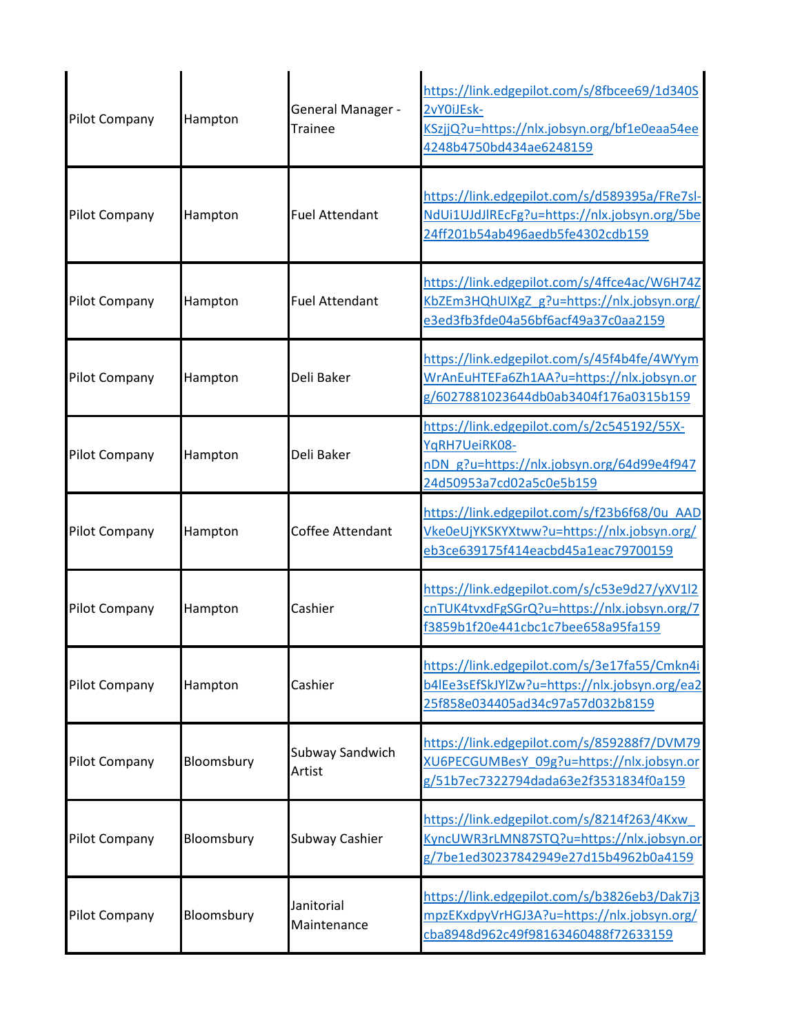| | | | |
|---|---|---|---|
| Pilot Company | Hampton | General Manager - Trainee | https://link.edgepilot.com/s/8fbcee69/1d340S2vY0iJEsk-KSzjjQ?u=https://nlx.jobsyn.org/bf1e0eaa54ee4248b4750bd434ae6248159 |
| Pilot Company | Hampton | Fuel Attendant | https://link.edgepilot.com/s/d589395a/FRe7sl-NdUi1UJdJlREcFg?u=https://nlx.jobsyn.org/5be24ff201b54ab496aedb5fe4302cdb159 |
| Pilot Company | Hampton | Fuel Attendant | https://link.edgepilot.com/s/4ffce4ac/W6H74ZKbZEm3HQhUIXgZ_g?u=https://nlx.jobsyn.org/e3ed3fb3fde04a56bf6acf49a37c0aa2159 |
| Pilot Company | Hampton | Deli Baker | https://link.edgepilot.com/s/45f4b4fe/4WYymWrAnEuHTEFa6Zh1AA?u=https://nlx.jobsyn.org/6027881023644db0ab3404f176a0315b159 |
| Pilot Company | Hampton | Deli Baker | https://link.edgepilot.com/s/2c545192/55X-YqRH7UeiRK08-nDN_g?u=https://nlx.jobsyn.org/64d99e4f94724d50953a7cd02a5c0e5b159 |
| Pilot Company | Hampton | Coffee Attendant | https://link.edgepilot.com/s/f23b6f68/0u_AADVke0eUjYKSKYXtww?u=https://nlx.jobsyn.org/eb3ce639175f414eacbd45a1eac79700159 |
| Pilot Company | Hampton | Cashier | https://link.edgepilot.com/s/c53e9d27/yXV1l2cnTUK4tvxdFgSGrQ?u=https://nlx.jobsyn.org/7f3859b1f20e441cbc1c7bee658a95fa159 |
| Pilot Company | Hampton | Cashier | https://link.edgepilot.com/s/3e17fa55/Cmkn4ib4lEe3sEfSkJYlZw?u=https://nlx.jobsyn.org/ea225f858e034405ad34c97a57d032b8159 |
| Pilot Company | Bloomsbury | Subway Sandwich Artist | https://link.edgepilot.com/s/859288f7/DVM79XU6PECGUMBesY_09g?u=https://nlx.jobsyn.org/51b7ec7322794dada63e2f3531834f0a159 |
| Pilot Company | Bloomsbury | Subway Cashier | https://link.edgepilot.com/s/8214f263/4Kxw_KyncUWR3rLMN87STQ?u=https://nlx.jobsyn.org/7be1ed30237842949e27d15b4962b0a4159 |
| Pilot Company | Bloomsbury | Janitorial Maintenance | https://link.edgepilot.com/s/b3826eb3/Dak7j3mpzEKxdpyVrHGJ3A?u=https://nlx.jobsyn.org/cba8948d962c49f98163460488f72633159 |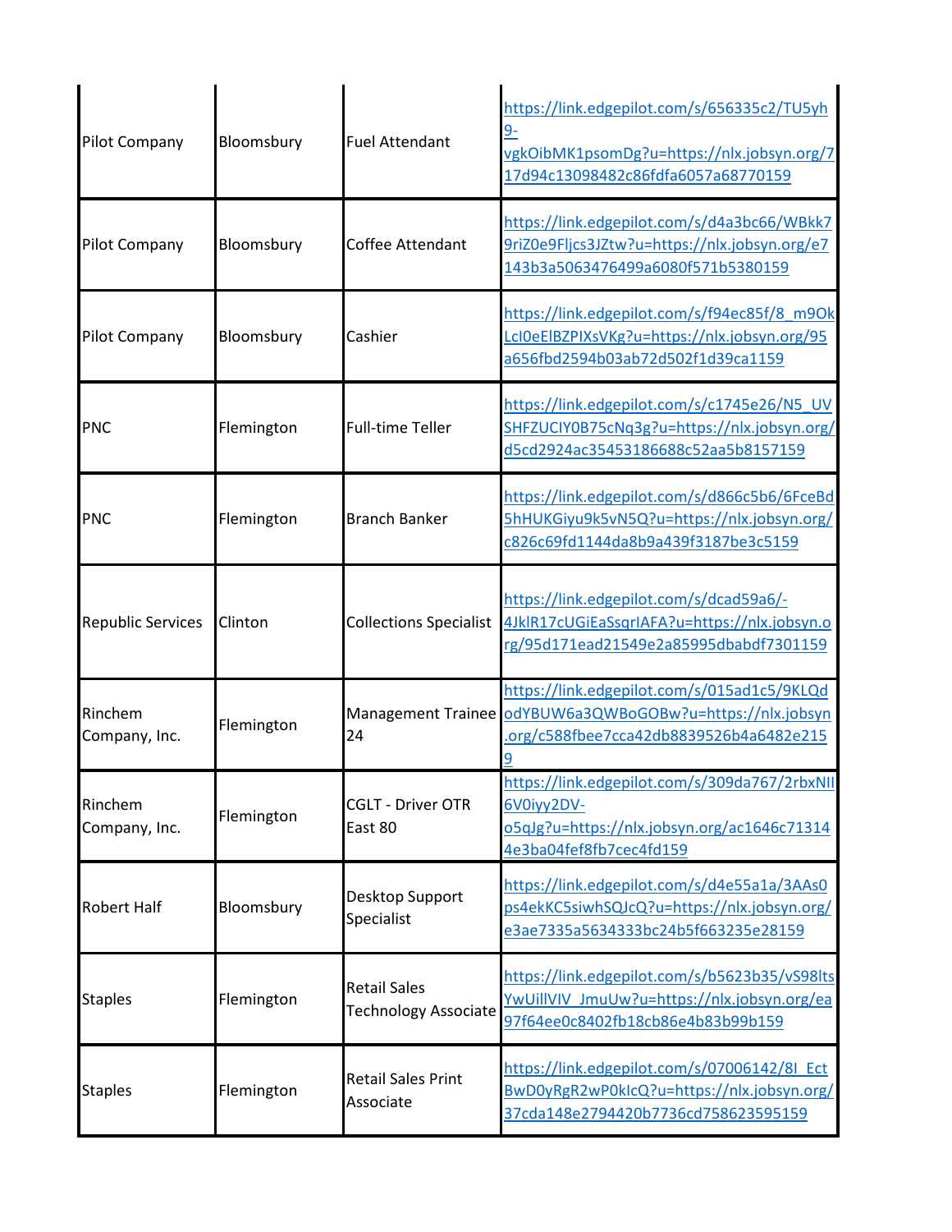| | | | |
|---|---|---|---|
| Pilot Company | Bloomsbury | Fuel Attendant | https://link.edgepilot.com/s/656335c2/TU5yh9-vgkOibMK1psomDg?u=https://nlx.jobsyn.org/717d94c13098482c86fdfa6057a68770159 |
| Pilot Company | Bloomsbury | Coffee Attendant | https://link.edgepilot.com/s/d4a3bc66/WBkk79riZ0e9Fljcs3JZtw?u=https://nlx.jobsyn.org/e7143b3a5063476499a6080f571b5380159 |
| Pilot Company | Bloomsbury | Cashier | https://link.edgepilot.com/s/f94ec85f/8_m9OkLcI0eElBZPIXsVKg?u=https://nlx.jobsyn.org/95a656fbd2594b03ab72d502f1d39ca1159 |
| PNC | Flemington | Full-time Teller | https://link.edgepilot.com/s/c1745e26/N5_UVSHFZUCIY0B75cNq3g?u=https://nlx.jobsyn.org/d5cd2924ac35453186688c52aa5b8157159 |
| PNC | Flemington | Branch Banker | https://link.edgepilot.com/s/d866c5b6/6FceBd5hHUKGiyu9k5vN5Q?u=https://nlx.jobsyn.org/c826c69fd1144da8b9a439f3187be3c5159 |
| Republic Services | Clinton | Collections Specialist | https://link.edgepilot.com/s/dcad59a6/-4JklR17cUGiEaSsqrIAFA?u=https://nlx.jobsyn.org/95d171ead21549e2a85995dbabdf7301159 |
| Rinchem Company, Inc. | Flemington | Management Trainee 24 | https://link.edgepilot.com/s/015ad1c5/9KLQdodYBUW6a3QWBoGOBw?u=https://nlx.jobsyn.org/c588fbee7cca42db8839526b4a6482e2159 |
| Rinchem Company, Inc. | Flemington | CGLT - Driver OTR East 80 | https://link.edgepilot.com/s/309da767/2rbxNII6V0iyy2DV-o5qJg?u=https://nlx.jobsyn.org/ac1646c713144e3ba04fef8fb7cec4fd159 |
| Robert Half | Bloomsbury | Desktop Support Specialist | https://link.edgepilot.com/s/d4e55a1a/3AAs0ps4ekKC5siwhSQJcQ?u=https://nlx.jobsyn.org/e3ae7335a5634333bc24b5f663235e28159 |
| Staples | Flemington | Retail Sales Technology Associate | https://link.edgepilot.com/s/b5623b35/vS98ltsYwUillVIV_JmuUw?u=https://nlx.jobsyn.org/ea97f64ee0c8402fb18cb86e4b83b99b159 |
| Staples | Flemington | Retail Sales Print Associate | https://link.edgepilot.com/s/07006142/8I_EctBwD0yRgR2wP0kIcQ?u=https://nlx.jobsyn.org/37cda148e2794420b7736cd758623595159 |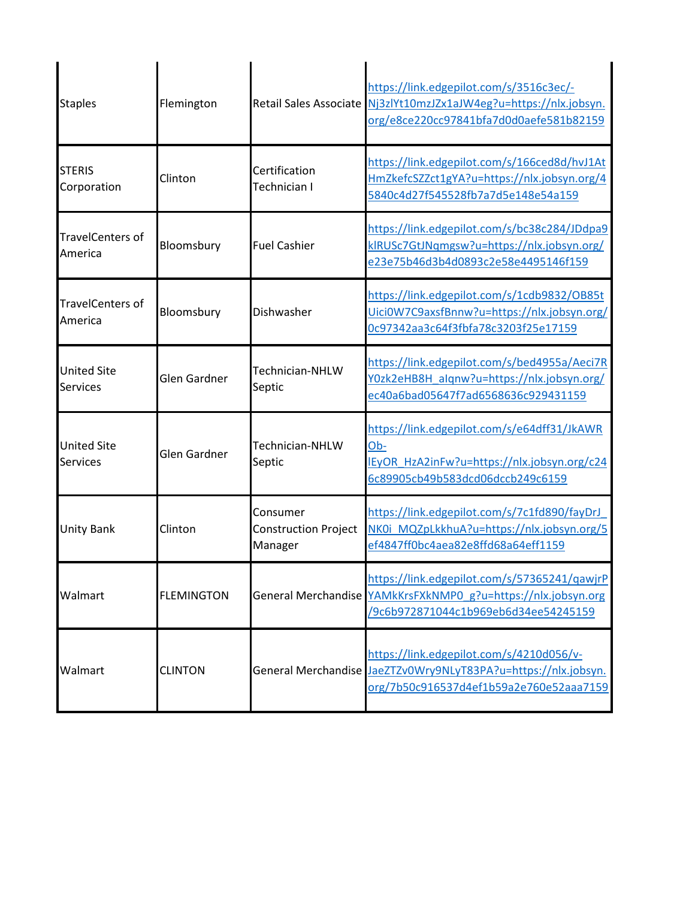| | | | |
|---|---|---|---|
| Staples | Flemington | Retail Sales Associate | https://link.edgepilot.com/s/3516c3ec/-Nj3zlYt10mzJZx1aJW4eg?u=https://nlx.jobsyn.org/e8ce220cc97841bfa7d0d0aefe581b82159 |
| STERIS Corporation | Clinton | Certification Technician I | https://link.edgepilot.com/s/166ced8d/hvJ1AtHmZkefcSZZct1gYA?u=https://nlx.jobsyn.org/45840c4d27f545528fb7a7d5e148e54a159 |
| TravelCenters of America | Bloomsbury | Fuel Cashier | https://link.edgepilot.com/s/bc38c284/JDdpa9kIRUSc7GtJNqmgsw?u=https://nlx.jobsyn.org/e23e75b46d3b4d0893c2e58e4495146f159 |
| TravelCenters of America | Bloomsbury | Dishwasher | https://link.edgepilot.com/s/1cdb9832/OB85tUici0W7C9axsfBnnw?u=https://nlx.jobsyn.org/0c97342aa3c64f3fbfa78c3203f25e17159 |
| United Site Services | Glen Gardner | Technician-NHLW Septic | https://link.edgepilot.com/s/bed4955a/Aeci7RY0zk2eHB8H_alqnw?u=https://nlx.jobsyn.org/ec40a6bad05647f7ad6568636c929431159 |
| United Site Services | Glen Gardner | Technician-NHLW Septic | https://link.edgepilot.com/s/e64dff31/JkAWROb-IEyOR_HzA2inFw?u=https://nlx.jobsyn.org/c246c89905cb49b583dcd06dccb249c6159 |
| Unity Bank | Clinton | Consumer Construction Project Manager | https://link.edgepilot.com/s/7c1fd890/fayDrJ_NK0i_MQZpLkkhuA?u=https://nlx.jobsyn.org/5ef4847ff0bc4aea82e8ffd68a64eff1159 |
| Walmart | FLEMINGTON | General Merchandise | https://link.edgepilot.com/s/57365241/qawjrPYAMkKrsFXkNMP0_g?u=https://nlx.jobsyn.org/9c6b972871044c1b969eb6d34ee54245159 |
| Walmart | CLINTON | General Merchandise | https://link.edgepilot.com/s/4210d056/v-JaeZTZv0Wry9NLyT83PA?u=https://nlx.jobsyn.org/7b50c916537d4ef1b59a2e760e52aaa7159 |